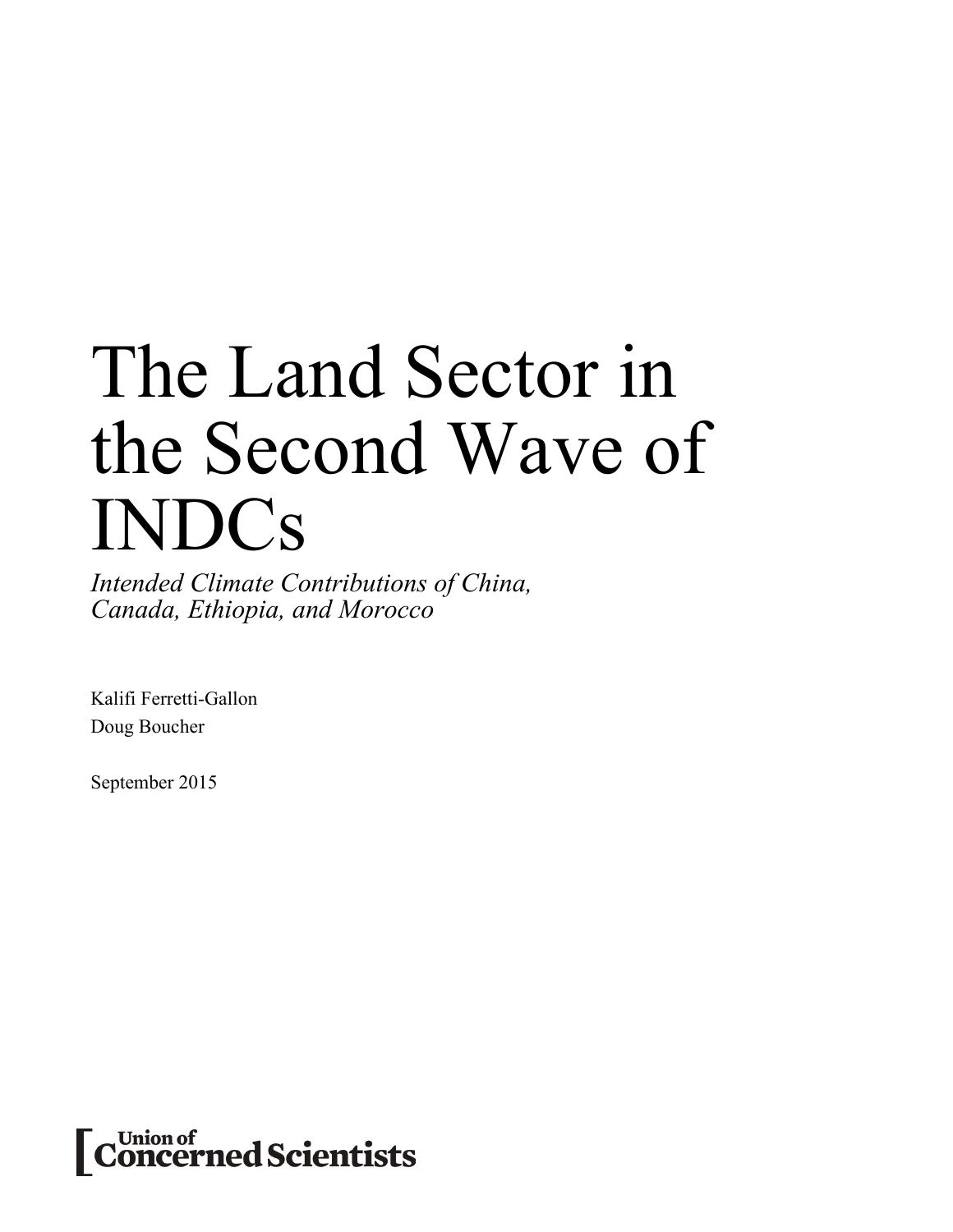# The Land Sector in the Second Wave of INDCs

*Intended Climate Contributions of China, Canada, Ethiopia, and Morocco*

Kalifi Ferretti-Gallon
Doug Boucher

September 2015

Union of Concerned Scientists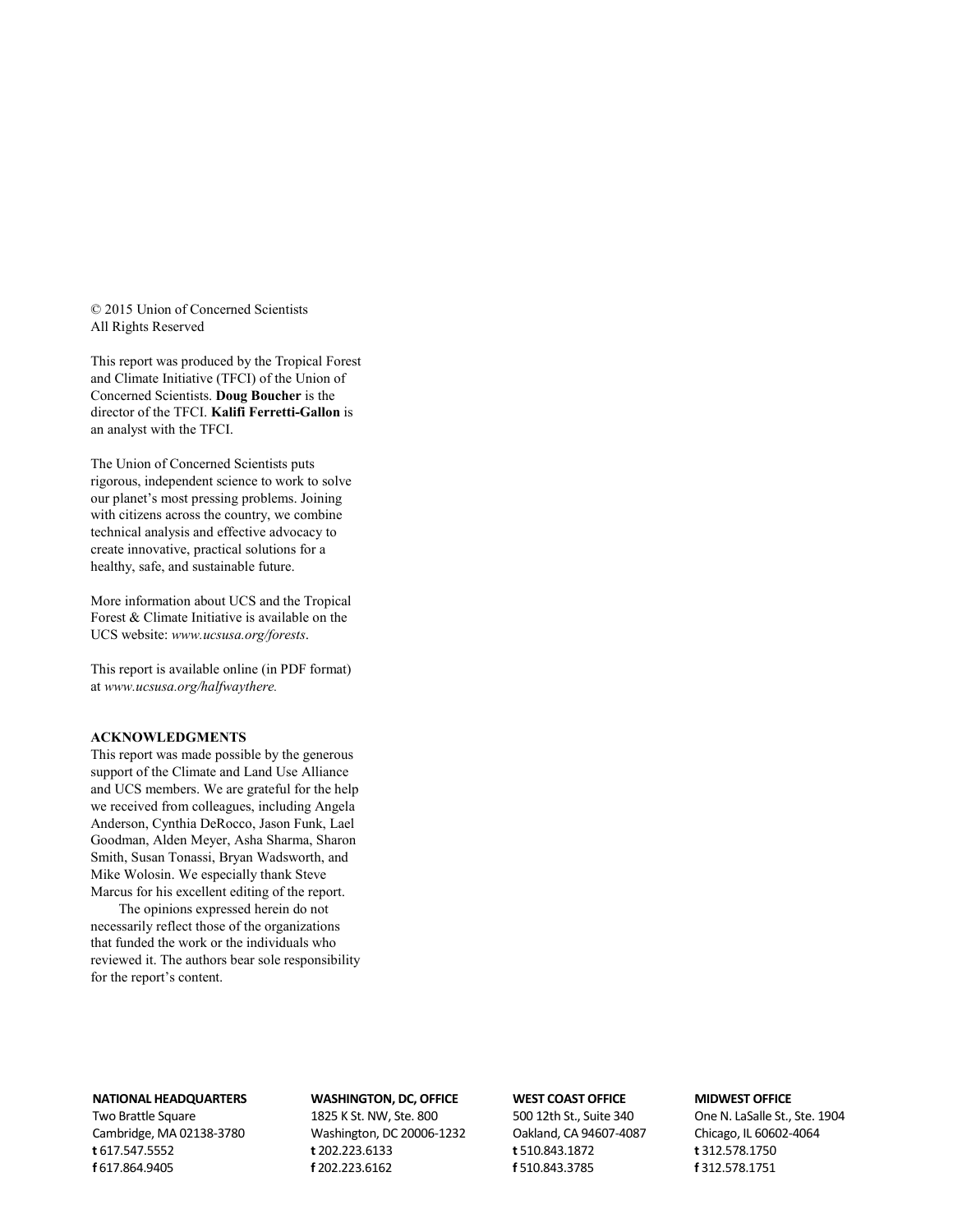© 2015 Union of Concerned Scientists
All Rights Reserved

This report was produced by the Tropical Forest and Climate Initiative (TFCI) of the Union of Concerned Scientists. **Doug Boucher** is the director of the TFCI. **Kalifi Ferretti-Gallon** is an analyst with the TFCI.

The Union of Concerned Scientists puts rigorous, independent science to work to solve our planet's most pressing problems. Joining with citizens across the country, we combine technical analysis and effective advocacy to create innovative, practical solutions for a healthy, safe, and sustainable future.

More information about UCS and the Tropical Forest & Climate Initiative is available on the UCS website: *www.ucsusa.org/forests*.

This report is available online (in PDF format) at *www.ucsusa.org/halfwaythere.*

**ACKNOWLEDGMENTS**

This report was made possible by the generous support of the Climate and Land Use Alliance and UCS members. We are grateful for the help we received from colleagues, including Angela Anderson, Cynthia DeRocco, Jason Funk, Lael Goodman, Alden Meyer, Asha Sharma, Sharon Smith, Susan Tonassi, Bryan Wadsworth, and Mike Wolosin. We especially thank Steve Marcus for his excellent editing of the report.

The opinions expressed herein do not necessarily reflect those of the organizations that funded the work or the individuals who reviewed it. The authors bear sole responsibility for the report's content.

**NATIONAL HEADQUARTERS**
Two Brattle Square
Cambridge, MA 02138-3780
**t** 617.547.5552
**f** 617.864.9405

**WASHINGTON, DC, OFFICE**
1825 K St. NW, Ste. 800
Washington, DC 20006-1232
**t** 202.223.6133
**f** 202.223.6162

**WEST COAST OFFICE**
500 12th St., Suite 340
Oakland, CA 94607-4087
**t** 510.843.1872
**f** 510.843.3785

**MIDWEST OFFICE**
One N. LaSalle St., Ste. 1904
Chicago, IL 60602-4064
**t** 312.578.1750
**f** 312.578.1751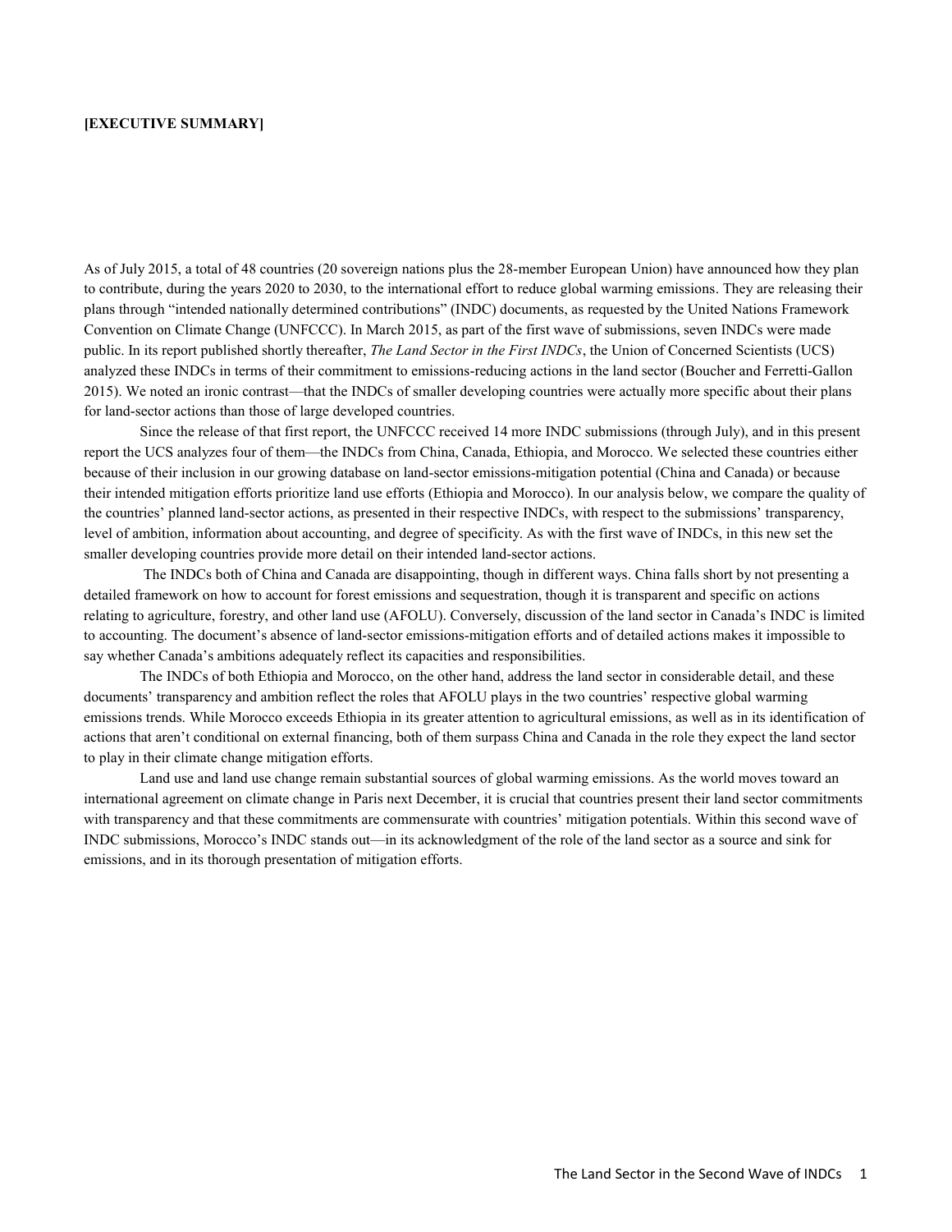**[EXECUTIVE SUMMARY]**

As of July 2015, a total of 48 countries (20 sovereign nations plus the 28-member European Union) have announced how they plan to contribute, during the years 2020 to 2030, to the international effort to reduce global warming emissions. They are releasing their plans through "intended nationally determined contributions" (INDC) documents, as requested by the United Nations Framework Convention on Climate Change (UNFCCC). In March 2015, as part of the first wave of submissions, seven INDCs were made public. In its report published shortly thereafter, *The Land Sector in the First INDCs*, the Union of Concerned Scientists (UCS) analyzed these INDCs in terms of their commitment to emissions-reducing actions in the land sector (Boucher and Ferretti-Gallon 2015). We noted an ironic contrast—that the INDCs of smaller developing countries were actually more specific about their plans for land-sector actions than those of large developed countries.

Since the release of that first report, the UNFCCC received 14 more INDC submissions (through July), and in this present report the UCS analyzes four of them—the INDCs from China, Canada, Ethiopia, and Morocco. We selected these countries either because of their inclusion in our growing database on land-sector emissions-mitigation potential (China and Canada) or because their intended mitigation efforts prioritize land use efforts (Ethiopia and Morocco). In our analysis below, we compare the quality of the countries' planned land-sector actions, as presented in their respective INDCs, with respect to the submissions' transparency, level of ambition, information about accounting, and degree of specificity. As with the first wave of INDCs, in this new set the smaller developing countries provide more detail on their intended land-sector actions.

The INDCs both of China and Canada are disappointing, though in different ways. China falls short by not presenting a detailed framework on how to account for forest emissions and sequestration, though it is transparent and specific on actions relating to agriculture, forestry, and other land use (AFOLU). Conversely, discussion of the land sector in Canada's INDC is limited to accounting. The document's absence of land-sector emissions-mitigation efforts and of detailed actions makes it impossible to say whether Canada's ambitions adequately reflect its capacities and responsibilities.

The INDCs of both Ethiopia and Morocco, on the other hand, address the land sector in considerable detail, and these documents' transparency and ambition reflect the roles that AFOLU plays in the two countries' respective global warming emissions trends. While Morocco exceeds Ethiopia in its greater attention to agricultural emissions, as well as in its identification of actions that aren't conditional on external financing, both of them surpass China and Canada in the role they expect the land sector to play in their climate change mitigation efforts.

Land use and land use change remain substantial sources of global warming emissions. As the world moves toward an international agreement on climate change in Paris next December, it is crucial that countries present their land sector commitments with transparency and that these commitments are commensurate with countries' mitigation potentials. Within this second wave of INDC submissions, Morocco's INDC stands out—in its acknowledgment of the role of the land sector as a source and sink for emissions, and in its thorough presentation of mitigation efforts.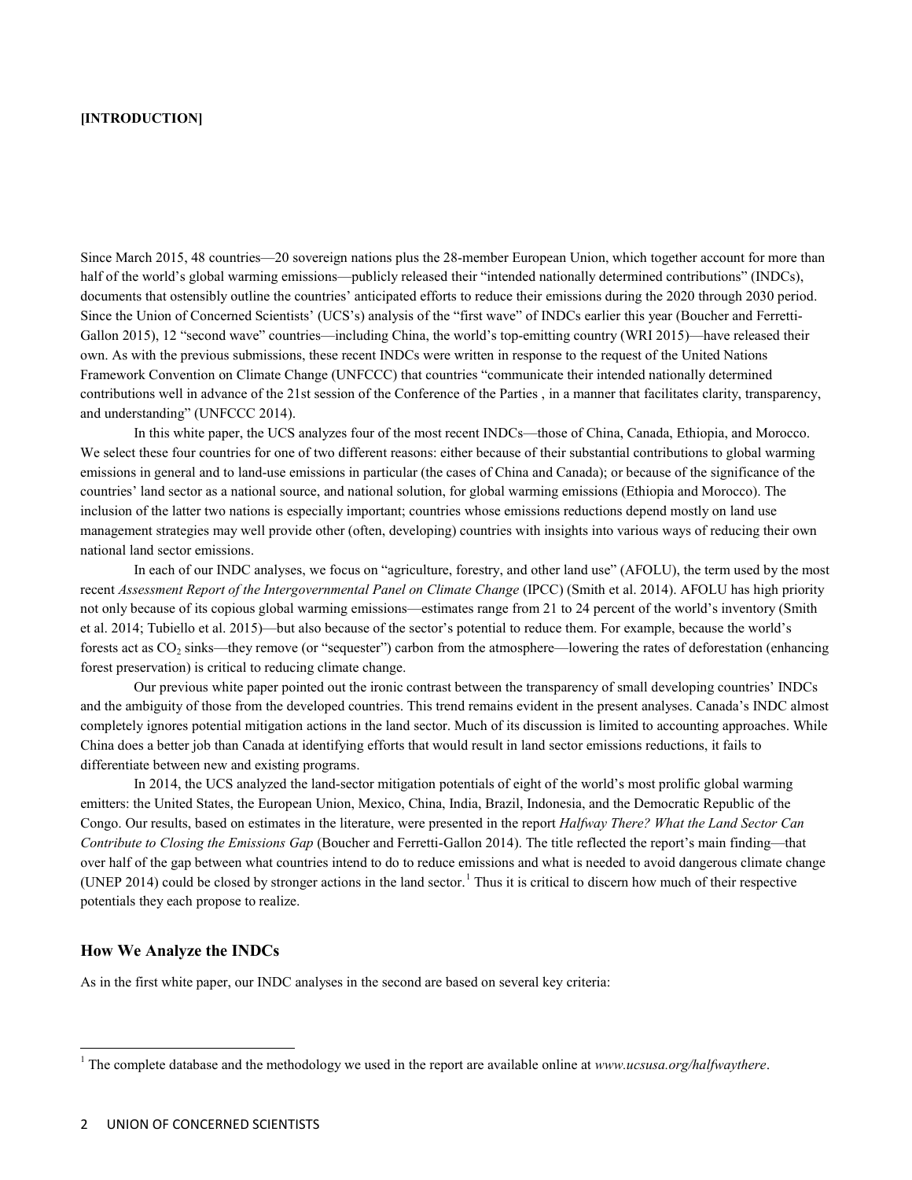**[INTRODUCTION]**

Since March 2015, 48 countries—20 sovereign nations plus the 28-member European Union, which together account for more than half of the world's global warming emissions—publicly released their "intended nationally determined contributions" (INDCs), documents that ostensibly outline the countries' anticipated efforts to reduce their emissions during the 2020 through 2030 period. Since the Union of Concerned Scientists' (UCS's) analysis of the "first wave" of INDCs earlier this year (Boucher and Ferretti-Gallon 2015), 12 "second wave" countries—including China, the world's top-emitting country (WRI 2015)—have released their own. As with the previous submissions, these recent INDCs were written in response to the request of the United Nations Framework Convention on Climate Change (UNFCCC) that countries "communicate their intended nationally determined contributions well in advance of the 21st session of the Conference of the Parties , in a manner that facilitates clarity, transparency, and understanding" (UNFCCC 2014).

In this white paper, the UCS analyzes four of the most recent INDCs—those of China, Canada, Ethiopia, and Morocco. We select these four countries for one of two different reasons: either because of their substantial contributions to global warming emissions in general and to land-use emissions in particular (the cases of China and Canada); or because of the significance of the countries' land sector as a national source, and national solution, for global warming emissions (Ethiopia and Morocco). The inclusion of the latter two nations is especially important; countries whose emissions reductions depend mostly on land use management strategies may well provide other (often, developing) countries with insights into various ways of reducing their own national land sector emissions.

In each of our INDC analyses, we focus on "agriculture, forestry, and other land use" (AFOLU), the term used by the most recent *Assessment Report of the Intergovernmental Panel on Climate Change* (IPCC) (Smith et al. 2014). AFOLU has high priority not only because of its copious global warming emissions—estimates range from 21 to 24 percent of the world's inventory (Smith et al. 2014; Tubiello et al. 2015)—but also because of the sector's potential to reduce them. For example, because the world's forests act as $CO_2$ sinks—they remove (or "sequester") carbon from the atmosphere—lowering the rates of deforestation (enhancing forest preservation) is critical to reducing climate change.

Our previous white paper pointed out the ironic contrast between the transparency of small developing countries' INDCs and the ambiguity of those from the developed countries. This trend remains evident in the present analyses. Canada's INDC almost completely ignores potential mitigation actions in the land sector. Much of its discussion is limited to accounting approaches. While China does a better job than Canada at identifying efforts that would result in land sector emissions reductions, it fails to differentiate between new and existing programs.

In 2014, the UCS analyzed the land-sector mitigation potentials of eight of the world's most prolific global warming emitters: the United States, the European Union, Mexico, China, India, Brazil, Indonesia, and the Democratic Republic of the Congo. Our results, based on estimates in the literature, were presented in the report *Halfway There? What the Land Sector Can Contribute to Closing the Emissions Gap* (Boucher and Ferretti-Gallon 2014). The title reflected the report's main finding—that over half of the gap between what countries intend to do to reduce emissions and what is needed to avoid dangerous climate change (UNEP 2014) could be closed by stronger actions in the land sector.[1] Thus it is critical to discern how much of their respective potentials they each propose to realize.

## How We Analyze the INDCs

As in the first white paper, our INDC analyses in the second are based on several key criteria:

[1] The complete database and the methodology we used in the report are available online at *www.ucsusa.org/halfwaythere*.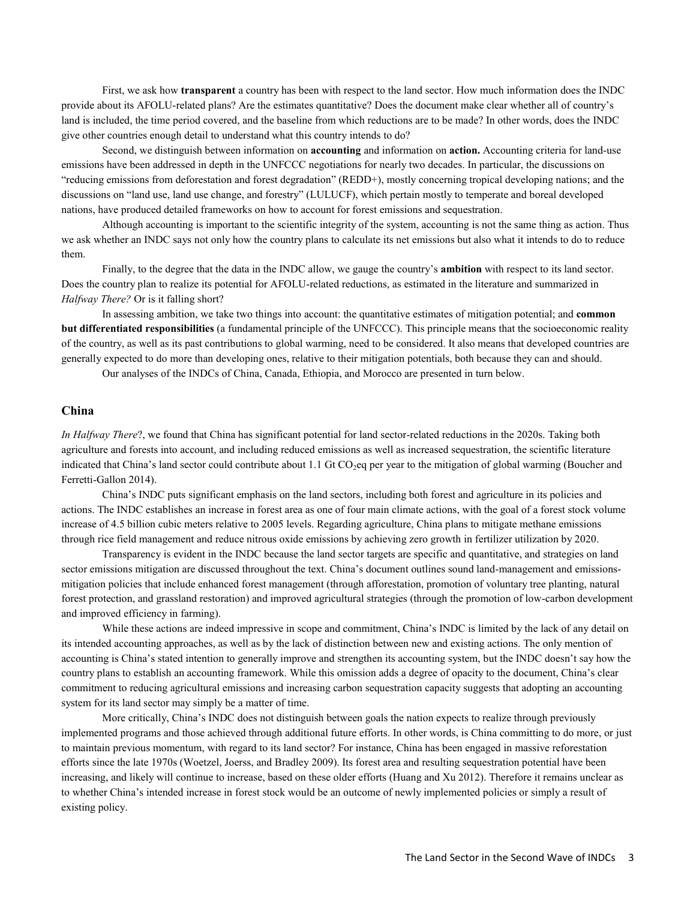First, we ask how **transparent** a country has been with respect to the land sector. How much information does the INDC provide about its AFOLU-related plans? Are the estimates quantitative? Does the document make clear whether all of country's land is included, the time period covered, and the baseline from which reductions are to be made? In other words, does the INDC give other countries enough detail to understand what this country intends to do?

Second, we distinguish between information on **accounting** and information on **action.** Accounting criteria for land-use emissions have been addressed in depth in the UNFCCC negotiations for nearly two decades. In particular, the discussions on "reducing emissions from deforestation and forest degradation" (REDD+), mostly concerning tropical developing nations; and the discussions on "land use, land use change, and forestry" (LULUCF), which pertain mostly to temperate and boreal developed nations, have produced detailed frameworks on how to account for forest emissions and sequestration.

Although accounting is important to the scientific integrity of the system, accounting is not the same thing as action. Thus we ask whether an INDC says not only how the country plans to calculate its net emissions but also what it intends to do to reduce them.

Finally, to the degree that the data in the INDC allow, we gauge the country's **ambition** with respect to its land sector. Does the country plan to realize its potential for AFOLU-related reductions, as estimated in the literature and summarized in *Halfway There?* Or is it falling short?

In assessing ambition, we take two things into account: the quantitative estimates of mitigation potential; and **common but differentiated responsibilities** (a fundamental principle of the UNFCCC). This principle means that the socioeconomic reality of the country, as well as its past contributions to global warming, need to be considered. It also means that developed countries are generally expected to do more than developing ones, relative to their mitigation potentials, both because they can and should.

Our analyses of the INDCs of China, Canada, Ethiopia, and Morocco are presented in turn below.

## China

*In Halfway There*?, we found that China has significant potential for land sector-related reductions in the 2020s. Taking both agriculture and forests into account, and including reduced emissions as well as increased sequestration, the scientific literature indicated that China's land sector could contribute about 1.1 Gt $CO_2$eq per year to the mitigation of global warming (Boucher and Ferretti-Gallon 2014).

China's INDC puts significant emphasis on the land sectors, including both forest and agriculture in its policies and actions. The INDC establishes an increase in forest area as one of four main climate actions, with the goal of a forest stock volume increase of 4.5 billion cubic meters relative to 2005 levels. Regarding agriculture, China plans to mitigate methane emissions through rice field management and reduce nitrous oxide emissions by achieving zero growth in fertilizer utilization by 2020.

Transparency is evident in the INDC because the land sector targets are specific and quantitative, and strategies on land sector emissions mitigation are discussed throughout the text. China's document outlines sound land-management and emissions-mitigation policies that include enhanced forest management (through afforestation, promotion of voluntary tree planting, natural forest protection, and grassland restoration) and improved agricultural strategies (through the promotion of low-carbon development and improved efficiency in farming).

While these actions are indeed impressive in scope and commitment, China's INDC is limited by the lack of any detail on its intended accounting approaches, as well as by the lack of distinction between new and existing actions. The only mention of accounting is China's stated intention to generally improve and strengthen its accounting system, but the INDC doesn't say how the country plans to establish an accounting framework. While this omission adds a degree of opacity to the document, China's clear commitment to reducing agricultural emissions and increasing carbon sequestration capacity suggests that adopting an accounting system for its land sector may simply be a matter of time.

More critically, China's INDC does not distinguish between goals the nation expects to realize through previously implemented programs and those achieved through additional future efforts. In other words, is China committing to do more, or just to maintain previous momentum, with regard to its land sector? For instance, China has been engaged in massive reforestation efforts since the late 1970s (Woetzel, Joerss, and Bradley 2009). Its forest area and resulting sequestration potential have been increasing, and likely will continue to increase, based on these older efforts (Huang and Xu 2012). Therefore it remains unclear as to whether China's intended increase in forest stock would be an outcome of newly implemented policies or simply a result of existing policy.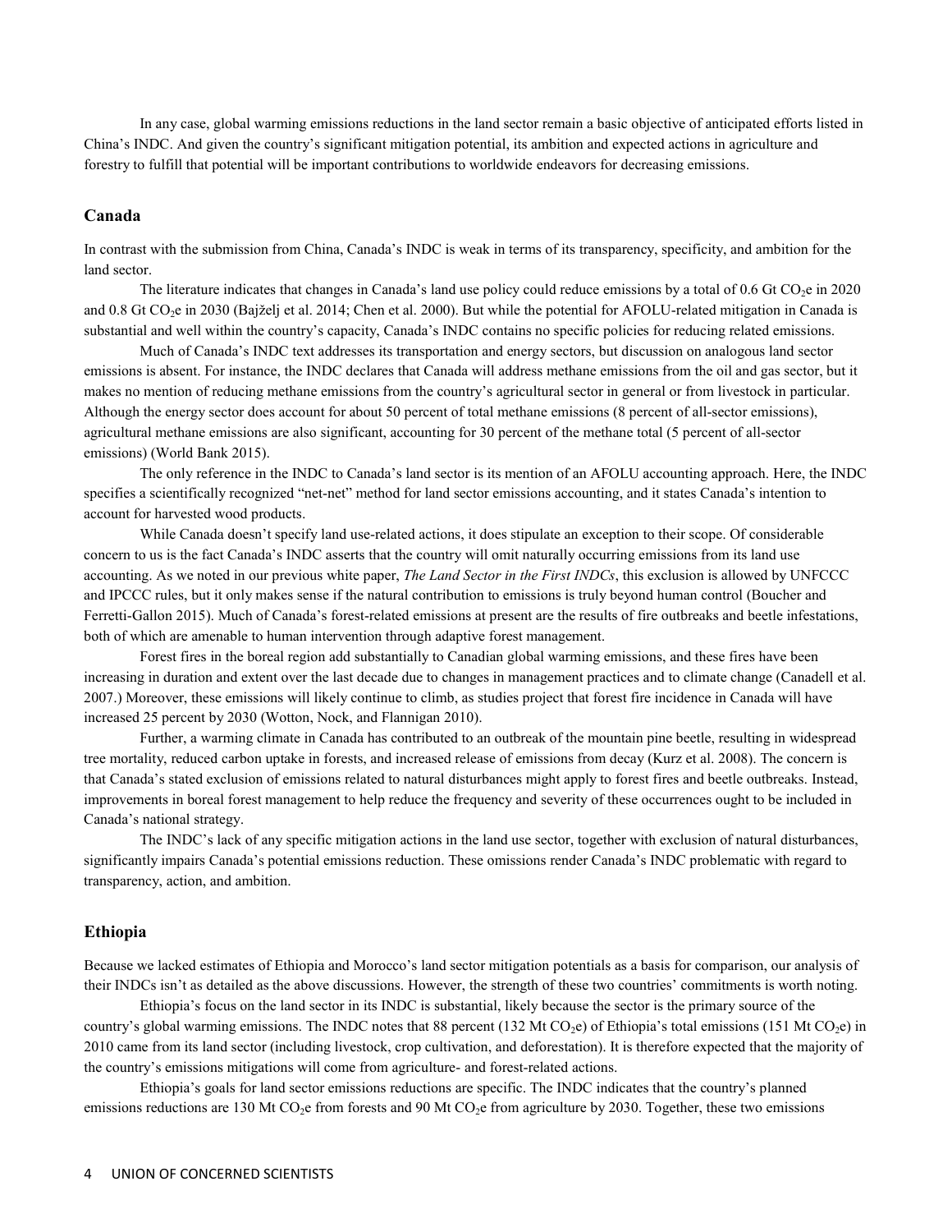In any case, global warming emissions reductions in the land sector remain a basic objective of anticipated efforts listed in China's INDC. And given the country's significant mitigation potential, its ambition and expected actions in agriculture and forestry to fulfill that potential will be important contributions to worldwide endeavors for decreasing emissions.

## Canada

In contrast with the submission from China, Canada's INDC is weak in terms of its transparency, specificity, and ambition for the land sector.

The literature indicates that changes in Canada's land use policy could reduce emissions by a total of 0.6 Gt $CO_2$e in 2020 and 0.8 Gt $CO_2$e in 2030 (Bajželj et al. 2014; Chen et al. 2000). But while the potential for AFOLU-related mitigation in Canada is substantial and well within the country's capacity, Canada's INDC contains no specific policies for reducing related emissions.

Much of Canada's INDC text addresses its transportation and energy sectors, but discussion on analogous land sector emissions is absent. For instance, the INDC declares that Canada will address methane emissions from the oil and gas sector, but it makes no mention of reducing methane emissions from the country's agricultural sector in general or from livestock in particular. Although the energy sector does account for about 50 percent of total methane emissions (8 percent of all-sector emissions), agricultural methane emissions are also significant, accounting for 30 percent of the methane total (5 percent of all-sector emissions) (World Bank 2015).

The only reference in the INDC to Canada's land sector is its mention of an AFOLU accounting approach. Here, the INDC specifies a scientifically recognized "net-net" method for land sector emissions accounting, and it states Canada's intention to account for harvested wood products.

While Canada doesn't specify land use-related actions, it does stipulate an exception to their scope. Of considerable concern to us is the fact Canada's INDC asserts that the country will omit naturally occurring emissions from its land use accounting. As we noted in our previous white paper, *The Land Sector in the First INDCs*, this exclusion is allowed by UNFCCC and IPCCC rules, but it only makes sense if the natural contribution to emissions is truly beyond human control (Boucher and Ferretti-Gallon 2015). Much of Canada's forest-related emissions at present are the results of fire outbreaks and beetle infestations, both of which are amenable to human intervention through adaptive forest management.

Forest fires in the boreal region add substantially to Canadian global warming emissions, and these fires have been increasing in duration and extent over the last decade due to changes in management practices and to climate change (Canadell et al. 2007.) Moreover, these emissions will likely continue to climb, as studies project that forest fire incidence in Canada will have increased 25 percent by 2030 (Wotton, Nock, and Flannigan 2010).

Further, a warming climate in Canada has contributed to an outbreak of the mountain pine beetle, resulting in widespread tree mortality, reduced carbon uptake in forests, and increased release of emissions from decay (Kurz et al. 2008). The concern is that Canada's stated exclusion of emissions related to natural disturbances might apply to forest fires and beetle outbreaks. Instead, improvements in boreal forest management to help reduce the frequency and severity of these occurrences ought to be included in Canada's national strategy.

The INDC's lack of any specific mitigation actions in the land use sector, together with exclusion of natural disturbances, significantly impairs Canada's potential emissions reduction. These omissions render Canada's INDC problematic with regard to transparency, action, and ambition.

## Ethiopia

Because we lacked estimates of Ethiopia and Morocco's land sector mitigation potentials as a basis for comparison, our analysis of their INDCs isn't as detailed as the above discussions. However, the strength of these two countries' commitments is worth noting.

Ethiopia's focus on the land sector in its INDC is substantial, likely because the sector is the primary source of the country's global warming emissions. The INDC notes that 88 percent (132 Mt $CO_2$e) of Ethiopia's total emissions (151 Mt $CO_2$e) in 2010 came from its land sector (including livestock, crop cultivation, and deforestation). It is therefore expected that the majority of the country's emissions mitigations will come from agriculture- and forest-related actions.

Ethiopia's goals for land sector emissions reductions are specific. The INDC indicates that the country's planned emissions reductions are 130 Mt $CO_2$e from forests and 90 Mt $CO_2$e from agriculture by 2030. Together, these two emissions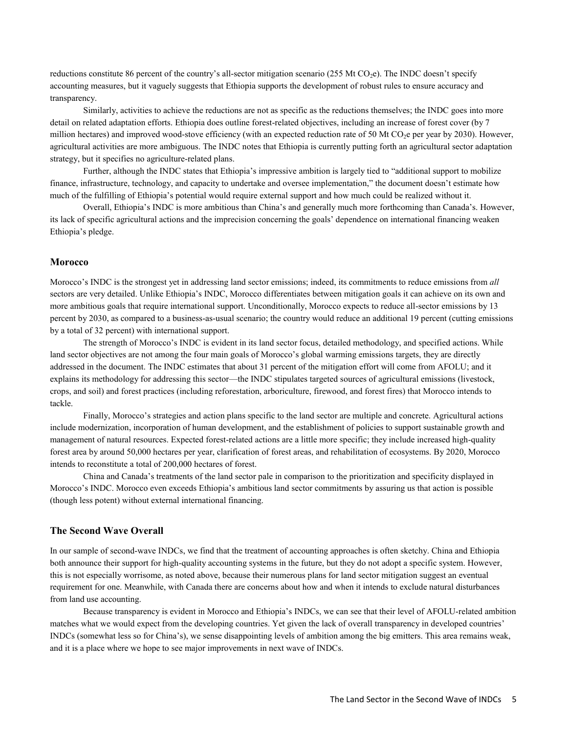reductions constitute 86 percent of the country's all-sector mitigation scenario (255 Mt $CO_2$e). The INDC doesn't specify accounting measures, but it vaguely suggests that Ethiopia supports the development of robust rules to ensure accuracy and transparency.

Similarly, activities to achieve the reductions are not as specific as the reductions themselves; the INDC goes into more detail on related adaptation efforts. Ethiopia does outline forest-related objectives, including an increase of forest cover (by 7 million hectares) and improved wood-stove efficiency (with an expected reduction rate of 50 Mt $CO_2$e per year by 2030). However, agricultural activities are more ambiguous. The INDC notes that Ethiopia is currently putting forth an agricultural sector adaptation strategy, but it specifies no agriculture-related plans.

Further, although the INDC states that Ethiopia's impressive ambition is largely tied to "additional support to mobilize finance, infrastructure, technology, and capacity to undertake and oversee implementation," the document doesn't estimate how much of the fulfilling of Ethiopia's potential would require external support and how much could be realized without it.

Overall, Ethiopia's INDC is more ambitious than China's and generally much more forthcoming than Canada's. However, its lack of specific agricultural actions and the imprecision concerning the goals' dependence on international financing weaken Ethiopia's pledge.

### Morocco

Morocco's INDC is the strongest yet in addressing land sector emissions; indeed, its commitments to reduce emissions from *all* sectors are very detailed. Unlike Ethiopia's INDC, Morocco differentiates between mitigation goals it can achieve on its own and more ambitious goals that require international support. Unconditionally, Morocco expects to reduce all-sector emissions by 13 percent by 2030, as compared to a business-as-usual scenario; the country would reduce an additional 19 percent (cutting emissions by a total of 32 percent) with international support.

The strength of Morocco's INDC is evident in its land sector focus, detailed methodology, and specified actions. While land sector objectives are not among the four main goals of Morocco's global warming emissions targets, they are directly addressed in the document. The INDC estimates that about 31 percent of the mitigation effort will come from AFOLU; and it explains its methodology for addressing this sector—the INDC stipulates targeted sources of agricultural emissions (livestock, crops, and soil) and forest practices (including reforestation, arboriculture, firewood, and forest fires) that Morocco intends to tackle.

Finally, Morocco's strategies and action plans specific to the land sector are multiple and concrete. Agricultural actions include modernization, incorporation of human development, and the establishment of policies to support sustainable growth and management of natural resources. Expected forest-related actions are a little more specific; they include increased high-quality forest area by around 50,000 hectares per year, clarification of forest areas, and rehabilitation of ecosystems. By 2020, Morocco intends to reconstitute a total of 200,000 hectares of forest.

China and Canada's treatments of the land sector pale in comparison to the prioritization and specificity displayed in Morocco's INDC. Morocco even exceeds Ethiopia's ambitious land sector commitments by assuring us that action is possible (though less potent) without external international financing.

### The Second Wave Overall

In our sample of second-wave INDCs, we find that the treatment of accounting approaches is often sketchy. China and Ethiopia both announce their support for high-quality accounting systems in the future, but they do not adopt a specific system. However, this is not especially worrisome, as noted above, because their numerous plans for land sector mitigation suggest an eventual requirement for one. Meanwhile, with Canada there are concerns about how and when it intends to exclude natural disturbances from land use accounting.

Because transparency is evident in Morocco and Ethiopia's INDCs, we can see that their level of AFOLU-related ambition matches what we would expect from the developing countries. Yet given the lack of overall transparency in developed countries' INDCs (somewhat less so for China's), we sense disappointing levels of ambition among the big emitters. This area remains weak, and it is a place where we hope to see major improvements in next wave of INDCs.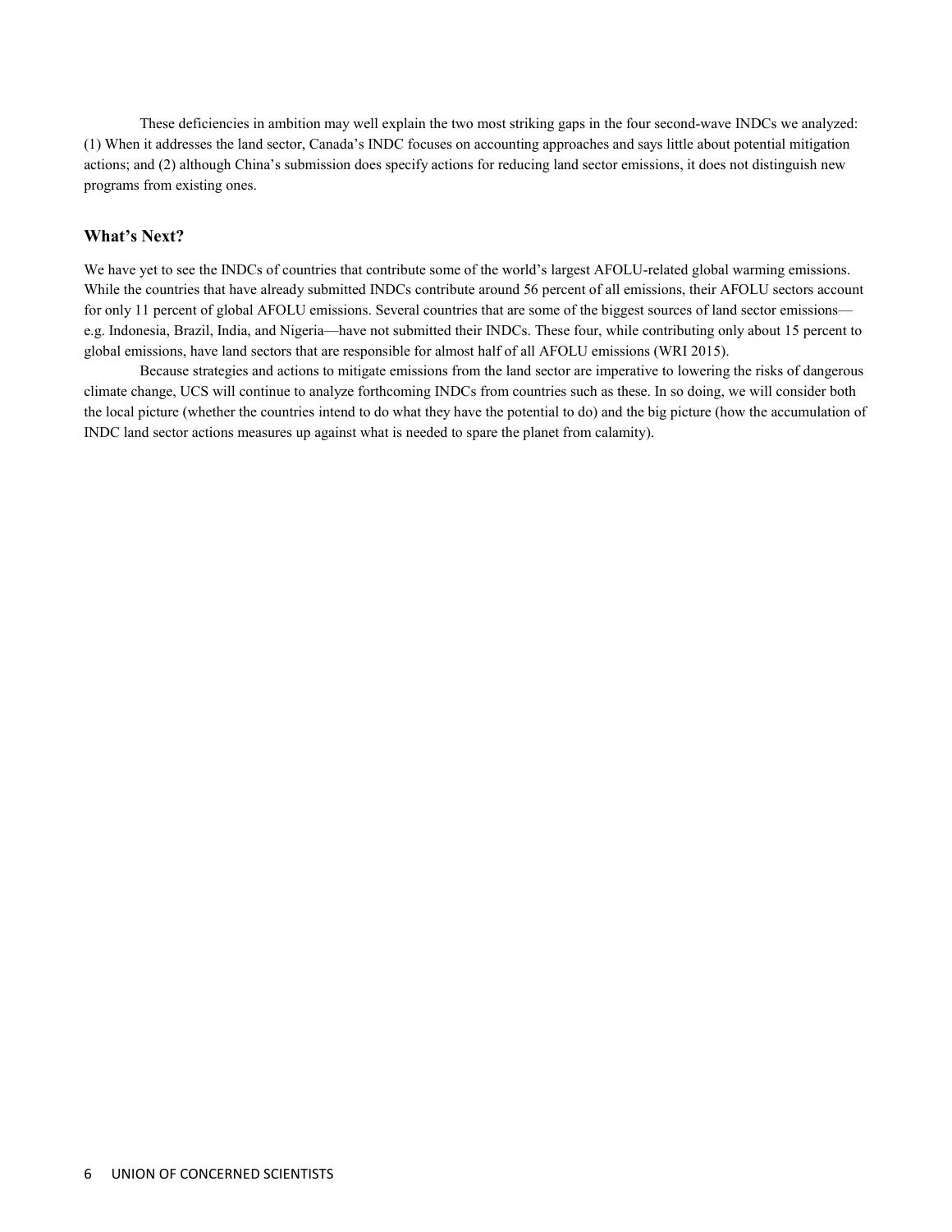These deficiencies in ambition may well explain the two most striking gaps in the four second-wave INDCs we analyzed: (1) When it addresses the land sector, Canada's INDC focuses on accounting approaches and says little about potential mitigation actions; and (2) although China's submission does specify actions for reducing land sector emissions, it does not distinguish new programs from existing ones.

## What's Next?

We have yet to see the INDCs of countries that contribute some of the world's largest AFOLU-related global warming emissions. While the countries that have already submitted INDCs contribute around 56 percent of all emissions, their AFOLU sectors account for only 11 percent of global AFOLU emissions. Several countries that are some of the biggest sources of land sector emissions—e.g. Indonesia, Brazil, India, and Nigeria—have not submitted their INDCs. These four, while contributing only about 15 percent to global emissions, have land sectors that are responsible for almost half of all AFOLU emissions (WRI 2015).

Because strategies and actions to mitigate emissions from the land sector are imperative to lowering the risks of dangerous climate change, UCS will continue to analyze forthcoming INDCs from countries such as these. In so doing, we will consider both the local picture (whether the countries intend to do what they have the potential to do) and the big picture (how the accumulation of INDC land sector actions measures up against what is needed to spare the planet from calamity).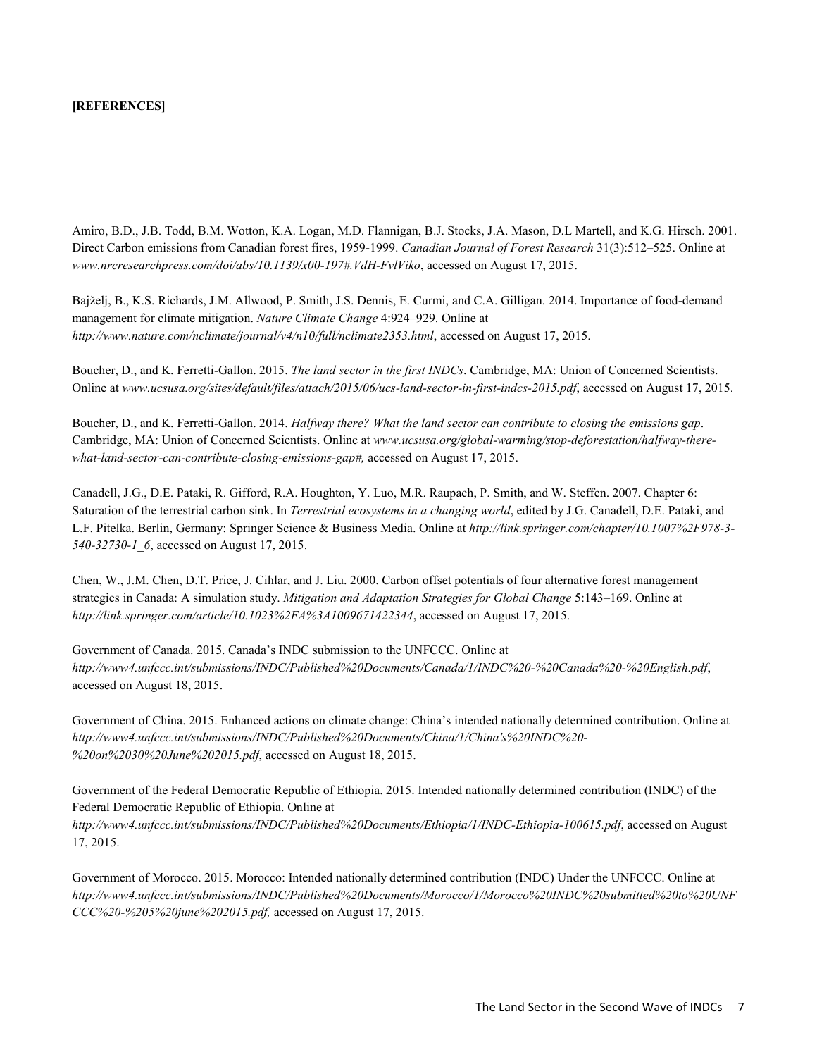**[REFERENCES]**

Amiro, B.D., J.B. Todd, B.M. Wotton, K.A. Logan, M.D. Flannigan, B.J. Stocks, J.A. Mason, D.L Martell, and K.G. Hirsch. 2001. Direct Carbon emissions from Canadian forest fires, 1959-1999. *Canadian Journal of Forest Research* 31(3):512–525. Online at *www.nrcresearchpress.com/doi/abs/10.1139/x00-197#.VdH-FvlViko*, accessed on August 17, 2015.

Bajželj, B., K.S. Richards, J.M. Allwood, P. Smith, J.S. Dennis, E. Curmi, and C.A. Gilligan. 2014. Importance of food-demand management for climate mitigation. *Nature Climate Change* 4:924–929. Online at *http://www.nature.com/nclimate/journal/v4/n10/full/nclimate2353.html*, accessed on August 17, 2015.

Boucher, D., and K. Ferretti-Gallon. 2015. *The land sector in the first INDCs*. Cambridge, MA: Union of Concerned Scientists. Online at *www.ucsusa.org/sites/default/files/attach/2015/06/ucs-land-sector-in-first-indcs-2015.pdf*, accessed on August 17, 2015.

Boucher, D., and K. Ferretti-Gallon. 2014. *Halfway there? What the land sector can contribute to closing the emissions gap*. Cambridge, MA: Union of Concerned Scientists. Online at *www.ucsusa.org/global-warming/stop-deforestation/halfway-there-what-land-sector-can-contribute-closing-emissions-gap#,* accessed on August 17, 2015.

Canadell, J.G., D.E. Pataki, R. Gifford, R.A. Houghton, Y. Luo, M.R. Raupach, P. Smith, and W. Steffen. 2007. Chapter 6: Saturation of the terrestrial carbon sink. In *Terrestrial ecosystems in a changing world*, edited by J.G. Canadell, D.E. Pataki, and L.F. Pitelka. Berlin, Germany: Springer Science & Business Media. Online at *http://link.springer.com/chapter/10.1007%2F978-3-540-32730-1_6*, accessed on August 17, 2015.

Chen, W., J.M. Chen, D.T. Price, J. Cihlar, and J. Liu. 2000. Carbon offset potentials of four alternative forest management strategies in Canada: A simulation study. *Mitigation and Adaptation Strategies for Global Change* 5:143–169. Online at *http://link.springer.com/article/10.1023%2FA%3A1009671422344*, accessed on August 17, 2015.

Government of Canada. 2015. Canada's INDC submission to the UNFCCC. Online at *http://www4.unfccc.int/submissions/INDC/Published%20Documents/Canada/1/INDC%20-%20Canada%20-%20English.pdf*, accessed on August 18, 2015.

Government of China. 2015. Enhanced actions on climate change: China's intended nationally determined contribution. Online at *http://www4.unfccc.int/submissions/INDC/Published%20Documents/China/1/China's%20INDC%20-%20on%2030%20June%202015.pdf*, accessed on August 18, 2015.

Government of the Federal Democratic Republic of Ethiopia. 2015. Intended nationally determined contribution (INDC) of the Federal Democratic Republic of Ethiopia. Online at *http://www4.unfccc.int/submissions/INDC/Published%20Documents/Ethiopia/1/INDC-Ethiopia-100615.pdf*, accessed on August 17, 2015.

Government of Morocco. 2015. Morocco: Intended nationally determined contribution (INDC) Under the UNFCCC. Online at *http://www4.unfccc.int/submissions/INDC/Published%20Documents/Morocco/1/Morocco%20INDC%20submitted%20to%20UNFCCC%20-%205%20june%202015.pdf,* accessed on August 17, 2015.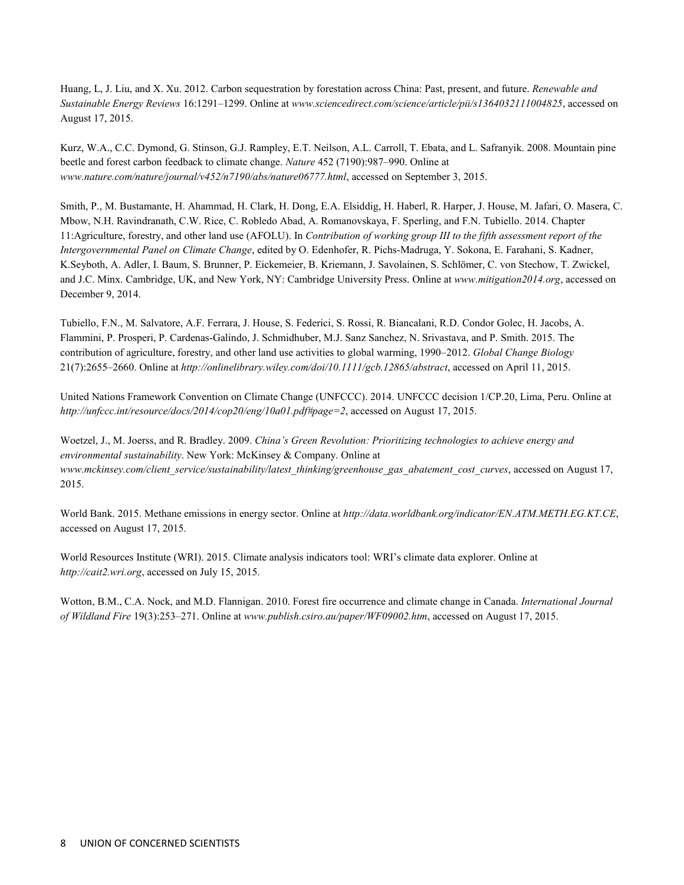Huang, L, J. Liu, and X. Xu. 2012. Carbon sequestration by forestation across China: Past, present, and future. *Renewable and Sustainable Energy Reviews* 16:1291–1299. Online at *www.sciencedirect.com/science/article/pii/s1364032111004825*, accessed on August 17, 2015.

Kurz, W.A., C.C. Dymond, G. Stinson, G.J. Rampley, E.T. Neilson, A.L. Carroll, T. Ebata, and L. Safranyik. 2008. Mountain pine beetle and forest carbon feedback to climate change. *Nature* 452 (7190):987–990. Online at *www.nature.com/nature/journal/v452/n7190/abs/nature06777.html*, accessed on September 3, 2015.

Smith, P., M. Bustamante, H. Ahammad, H. Clark, H. Dong, E.A. Elsiddig, H. Haberl, R. Harper, J. House, M. Jafari, O. Masera, C. Mbow, N.H. Ravindranath, C.W. Rice, C. Robledo Abad, A. Romanovskaya, F. Sperling, and F.N. Tubiello. 2014. Chapter 11:Agriculture, forestry, and other land use (AFOLU). In *Contribution of working group III to the fifth assessment report of the Intergovernmental Panel on Climate Change*, edited by O. Edenhofer, R. Pichs-Madruga, Y. Sokona, E. Farahani, S. Kadner, K.Seyboth, A. Adler, I. Baum, S. Brunner, P. Eickemeier, B. Kriemann, J. Savolainen, S. Schlömer, C. von Stechow, T. Zwickel, and J.C. Minx. Cambridge, UK, and New York, NY: Cambridge University Press. Online at *www.mitigation2014.org*, accessed on December 9, 2014.

Tubiello, F.N., M. Salvatore, A.F. Ferrara, J. House, S. Federici, S. Rossi, R. Biancalani, R.D. Condor Golec, H. Jacobs, A. Flammini, P. Prosperi, P. Cardenas-Galindo, J. Schmidhuber, M.J. Sanz Sanchez, N. Srivastava, and P. Smith. 2015. The contribution of agriculture, forestry, and other land use activities to global warming, 1990–2012. *Global Change Biology* 21(7):2655–2660. Online at *http://onlinelibrary.wiley.com/doi/10.1111/gcb.12865/abstract*, accessed on April 11, 2015.

United Nations Framework Convention on Climate Change (UNFCCC). 2014. UNFCCC decision 1/CP.20, Lima, Peru. Online at *http://unfccc.int/resource/docs/2014/cop20/eng/10a01.pdf#page=2*, accessed on August 17, 2015.

Woetzel, J., M. Joerss, and R. Bradley. 2009. *China's Green Revolution: Prioritizing technologies to achieve energy and environmental sustainability*. New York: McKinsey & Company. Online at *www.mckinsey.com/client_service/sustainability/latest_thinking/greenhouse_gas_abatement_cost_curves*, accessed on August 17, 2015.

World Bank. 2015. Methane emissions in energy sector. Online at *http://data.worldbank.org/indicator/EN.ATM.METH.EG.KT.CE*, accessed on August 17, 2015.

World Resources Institute (WRI). 2015. Climate analysis indicators tool: WRI's climate data explorer. Online at *http://cait2.wri.org*, accessed on July 15, 2015.

Wotton, B.M., C.A. Nock, and M.D. Flannigan. 2010. Forest fire occurrence and climate change in Canada. *International Journal of Wildland Fire* 19(3):253–271. Online at *www.publish.csiro.au/paper/WF09002.htm*, accessed on August 17, 2015.